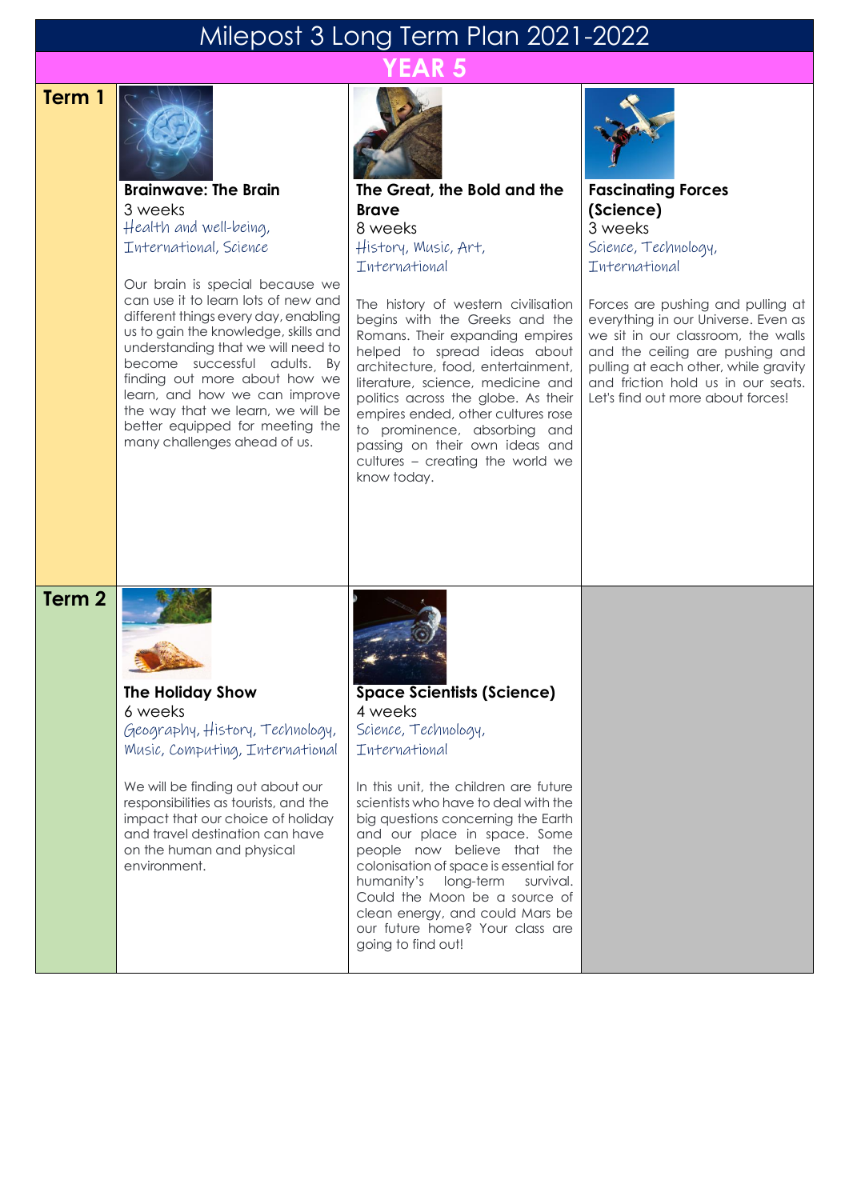# Milepost 3 Long Term Plan 2021-2022

## YEAR 5

| | | | |
|---|---|---|---|
| **Term 1** | **Brainwave: The Brain**<br>3 weeks<br>Health and well-being, International, Science<br><br>Our brain is special because we can use it to learn lots of new and different things every day, enabling us to gain the knowledge, skills and understanding that we will need to become successful adults. By finding out more about how we learn, and how we can improve the way that we learn, we will be better equipped for meeting the many challenges ahead of us. | **The Great, the Bold and the Brave**<br>8 weeks<br>History, Music, Art, International<br><br>The history of western civilisation begins with the Greeks and the Romans. Their expanding empires helped to spread ideas about architecture, food, entertainment, literature, science, medicine and politics across the globe. As their empires ended, other cultures rose to prominence, absorbing and passing on their own ideas and cultures – creating the world we know today. | **Fascinating Forces (Science)**<br>3 weeks<br>Science, Technology, International<br><br>Forces are pushing and pulling at everything in our Universe. Even as we sit in our classroom, the walls and the ceiling are pushing and pulling at each other, while gravity and friction hold us in our seats. Let's find out more about forces! |
| **Term 2** | **The Holiday Show**<br>6 weeks<br>Geography, History, Technology, Music, Computing, International<br><br>We will be finding out about our responsibilities as tourists, and the impact that our choice of holiday and travel destination can have on the human and physical environment. | **Space Scientists (Science)**<br>4 weeks<br>Science, Technology, International<br><br>In this unit, the children are future scientists who have to deal with the big questions concerning the Earth and our place in space. Some people now believe that the colonisation of space is essential for humanity's long-term survival. Could the Moon be a source of clean energy, and could Mars be our future home? Your class are going to find out! | |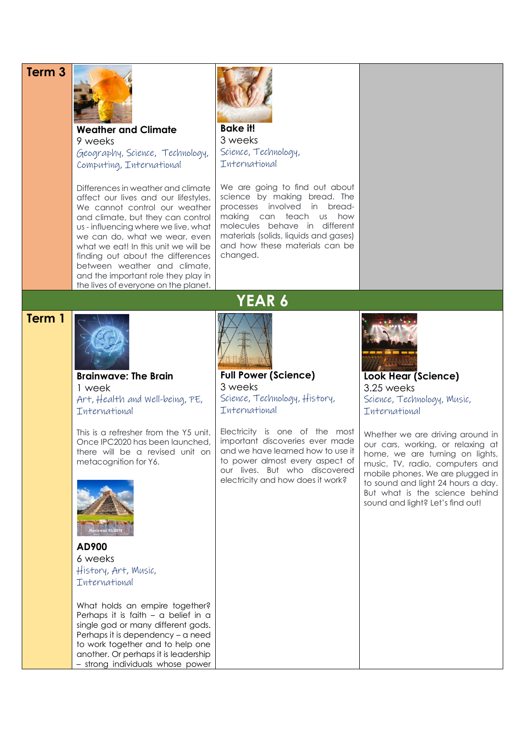| | | | |
|---|---|---|---|
| **Term 3** | **Weather and Climate**<br>9 weeks<br>*Geography, Science, Technology, Computing, International*<br><br>Differences in weather and climate affect our lives and our lifestyles. We cannot control our weather and climate, but they can control us - influencing where we live, what we can do, what we wear, even what we eat! In this unit we will be finding out about the differences between weather and climate, and the important role they play in the lives of everyone on the planet. | **Bake it!**<br>3 weeks<br>*Science, Technology, International*<br><br>We are going to find out about science by making bread. The processes involved in bread-making can teach us how molecules behave in different materials (solids, liquids and gases) and how these materials can be changed. | |
| **YEAR 6** | | | |
| **Term 1** | **Brainwave: The Brain**<br>1 week<br>*Art, Health and Well-being, PE, International*<br><br>This is a refresher from the Y5 unit. Once IPC2020 has been launched, there will be a revised unit on metacognition for Y6.<br><br>Reviewed 03/2019<br><br>**AD900**<br>6 weeks<br>*History, Art, Music, International*<br><br>What holds an empire together? Perhaps it is faith – a belief in a single god or many different gods. Perhaps it is dependency – a need to work together and to help one another. Or perhaps it is leadership – strong individuals whose power | **Full Power (Science)**<br>3 weeks<br>*Science, Technology, History, International*<br><br>Electricity is one of the most important discoveries ever made and we have learned how to use it to power almost every aspect of our lives. But who discovered electricity and how does it work? | **Look Hear (Science)**<br>3.25 weeks<br>*Science, Technology, Music, International*<br><br>Whether we are driving around in our cars, working, or relaxing at home, we are turning on lights, music, TV, radio, computers and mobile phones. We are plugged in to sound and light 24 hours a day. But what is the science behind sound and light? Let's find out! |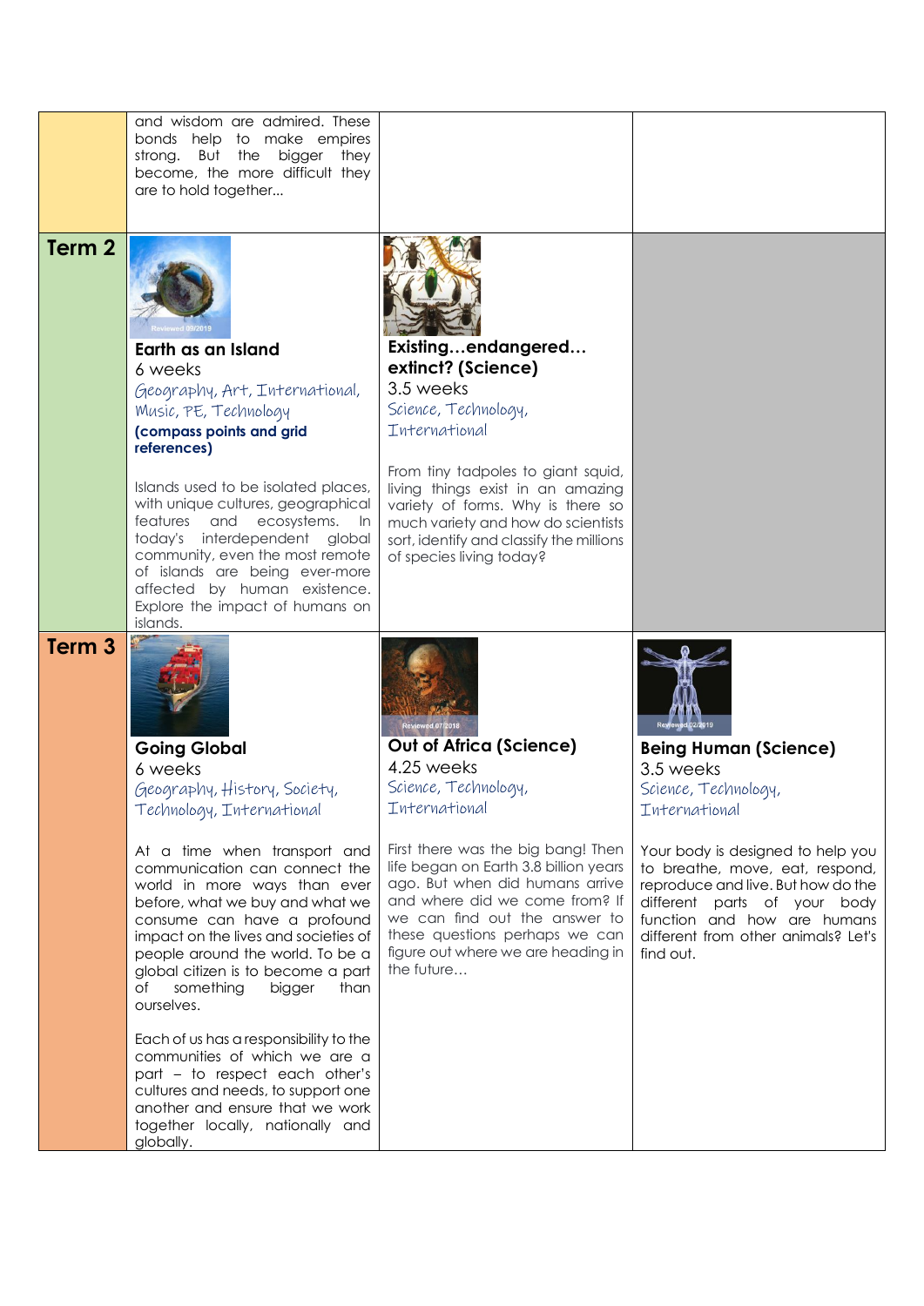| | | | |
|---|---|---|---|
| | and wisdom are admired. These bonds help to make empires strong. But the bigger they become, the more difficult they are to hold together... | | |
| **Term 2** | Reviewed 09/2019<br><br>**Earth as an Island**<br>6 weeks<br>Geography, Art, International, Music, PE, Technology<br>**(compass points and grid references)**<br><br>Islands used to be isolated places, with unique cultures, geographical features and ecosystems. In today's interdependent global community, even the most remote of islands are being ever-more affected by human existence. Explore the impact of humans on islands. | **Existing…endangered… extinct? (Science)**<br>3.5 weeks<br>Science, Technology, International<br><br>From tiny tadpoles to giant squid, living things exist in an amazing variety of forms. Why is there so much variety and how do scientists sort, identify and classify the millions of species living today? | |
| **Term 3** | **Going Global**<br>6 weeks<br>Geography, History, Society, Technology, International<br><br>At a time when transport and communication can connect the world in more ways than ever before, what we buy and what we consume can have a profound impact on the lives and societies of people around the world. To be a global citizen is to become a part of something bigger than ourselves.<br><br>Each of us has a responsibility to the communities of which we are a part – to respect each other's cultures and needs, to support one another and ensure that we work together locally, nationally and globally. | Reviewed 07/2018<br><br>**Out of Africa (Science)**<br>4.25 weeks<br>Science, Technology, International<br><br>First there was the big bang! Then life began on Earth 3.8 billion years ago. But when did humans arrive and where did we come from? If we can find out the answer to these questions perhaps we can figure out where we are heading in the future… | Reviewed 02/2019<br><br>**Being Human (Science)**<br>3.5 weeks<br>Science, Technology, International<br><br>Your body is designed to help you to breathe, move, eat, respond, reproduce and live. But how do the different parts of your body function and how are humans different from other animals? Let's find out. |